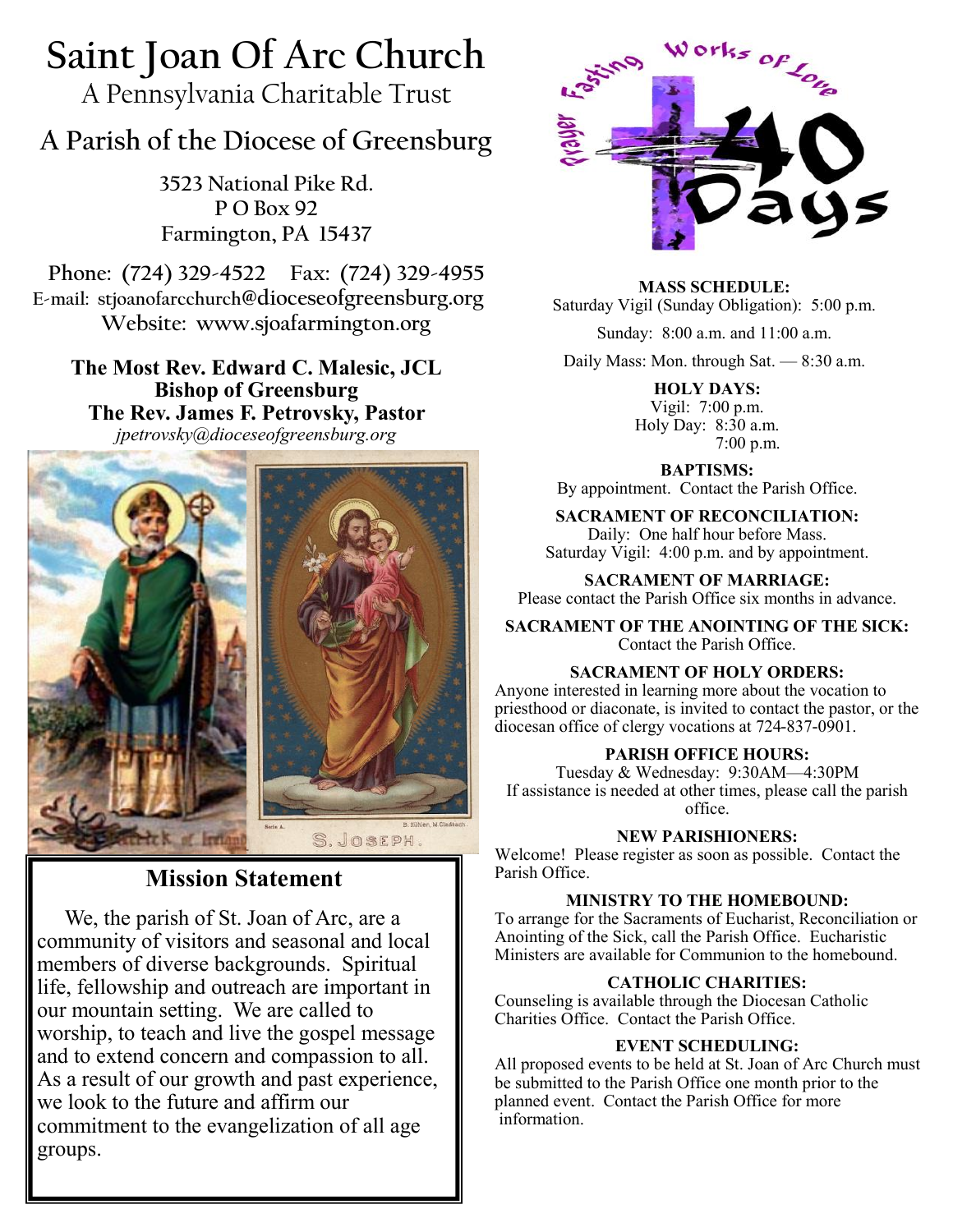# Saint Joan Of Arc Church

A Pennsylvania Charitable Trust

## A Parish of the Diocese of Greensburg

3523 National Pike Rd.
P O Box 92
Farmington, PA 15437

Phone: (724) 329-4522 Fax: (724) 329-4955
E-mail: stjoanofarcchurch@dioceseofgreensburg.org
Website: www.sjoafarmington.org

**The Most Rev. Edward C. Malesic, JCL**
**Bishop of Greensburg**
**The Rev. James F. Petrovsky, Pastor**
*jpetrovsky@dioceseofgreensburg.org*

## Mission Statement

We, the parish of St. Joan of Arc, are a community of visitors and seasonal and local members of diverse backgrounds. Spiritual life, fellowship and outreach are important in our mountain setting. We are called to worship, to teach and live the gospel message and to extend concern and compassion to all. As a result of our growth and past experience, we look to the future and affirm our commitment to the evangelization of all age groups.

**MASS SCHEDULE:**
Saturday Vigil (Sunday Obligation): 5:00 p.m.

Sunday: 8:00 a.m. and 11:00 a.m.

Daily Mass: Mon. through Sat. — 8:30 a.m.

**HOLY DAYS:**
Vigil: 7:00 p.m.
Holy Day: 8:30 a.m.
7:00 p.m.

**BAPTISMS:**
By appointment. Contact the Parish Office.

**SACRAMENT OF RECONCILIATION:**
Daily: One half hour before Mass.
Saturday Vigil: 4:00 p.m. and by appointment.

**SACRAMENT OF MARRIAGE:**
Please contact the Parish Office six months in advance.

**SACRAMENT OF THE ANOINTING OF THE SICK:**
Contact the Parish Office.

**SACRAMENT OF HOLY ORDERS:**
Anyone interested in learning more about the vocation to priesthood or diaconate, is invited to contact the pastor, or the diocesan office of clergy vocations at 724-837-0901.

**PARISH OFFICE HOURS:**
Tuesday & Wednesday: 9:30AM—4:30PM
If assistance is needed at other times, please call the parish office.

**NEW PARISHIONERS:**
Welcome! Please register as soon as possible. Contact the Parish Office.

**MINISTRY TO THE HOMEBOUND:**
To arrange for the Sacraments of Eucharist, Reconciliation or Anointing of the Sick, call the Parish Office. Eucharistic Ministers are available for Communion to the homebound.

**CATHOLIC CHARITIES:**
Counseling is available through the Diocesan Catholic Charities Office. Contact the Parish Office.

**EVENT SCHEDULING:**
All proposed events to be held at St. Joan of Arc Church must be submitted to the Parish Office one month prior to the planned event. Contact the Parish Office for more information.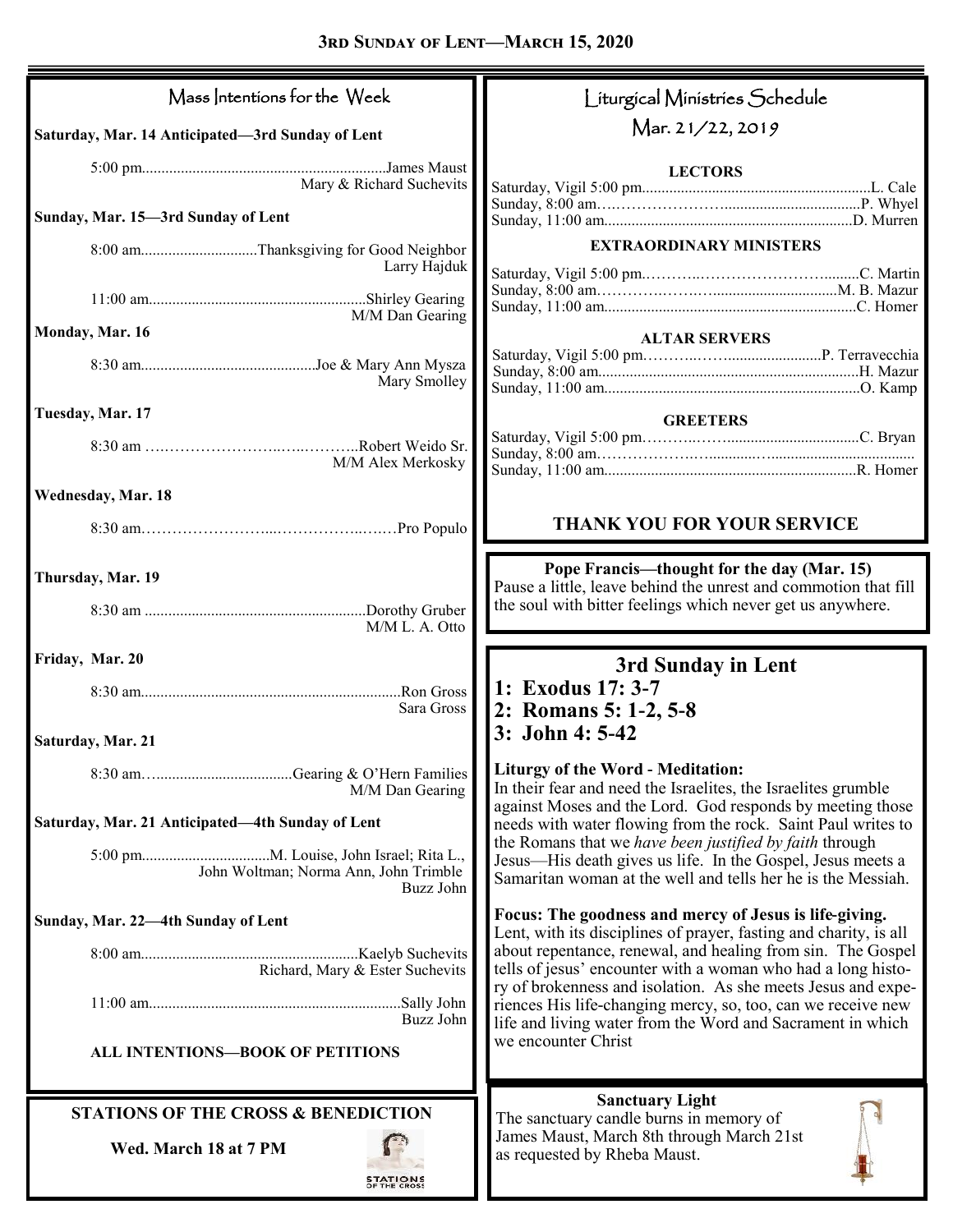## 3rd Sunday of Lent—March 15, 2020

### Mass Intentions for the Week

**Saturday, Mar. 14 Anticipated—3rd Sunday of Lent**

5:00 pm............................................................James Maust
Mary & Richard Suchevits

**Sunday, Mar. 15—3rd Sunday of Lent**

8:00 am.............................Thanksgiving for Good Neighbor
Larry Hajduk

11:00 am.......................................................Shirley Gearing
M/M Dan Gearing

**Monday, Mar. 16**

8:30 am............................................Joe & Mary Ann Mysza
Mary Smolley

**Tuesday, Mar. 17**

8:30 am ….…………………..…..………..Robert Weido Sr.
M/M Alex Merkosky

**Wednesday, Mar. 18**

8:30 am……………………...……………..……Pro Populo

**Thursday, Mar. 19**

8:30 am .........................................................Dorothy Gruber
M/M L. A. Otto

**Friday, Mar. 20**

8:30 am..................................................................Ron Gross
Sara Gross

**Saturday, Mar. 21**

8:30 am…...................................Gearing & O'Hern Families
M/M Dan Gearing

**Saturday, Mar. 21 Anticipated—4th Sunday of Lent**

5:00 pm................................M. Louise, John Israel; Rita L.,
John Woltman; Norma Ann, John Trimble
Buzz John

**Sunday, Mar. 22—4th Sunday of Lent**

8:00 am.......................................................Kaelyb Suchevits
Richard, Mary & Ester Suchevits

11:00 am................................................................Sally John
Buzz John

**ALL INTENTIONS—BOOK OF PETITIONS**

### STATIONS OF THE CROSS & BENEDICTION

**Wed. March 18 at 7 PM**

### Liturgical Ministries Schedule

### Mar. 21/22, 2019

**LECTORS**

Saturday, Vigil 5:00 pm..........................................................L. Cale
Sunday, 8:00 am….……………….….................................P. Whyel
Sunday, 11:00 am...............................................................D. Murren

**EXTRAORDINARY MINISTERS**

Saturday, Vigil 5:00 pm.………..……………………..........C. Martin
Sunday, 8:00 am……………….…...............................M. B. Mazur
Sunday, 11:00 am................................................................C. Homer

**ALTAR SERVERS**

Saturday, Vigil 5:00 pm………..……..........................P. Terravecchia
Sunday, 8:00 am..................................................................H. Mazur
Sunday, 11:00 am.................................................................O. Kamp

**GREETERS**

Saturday, Vigil 5:00 pm………..……...................................C. Bryan
Sunday, 8:00 am………………….............….....................................
Sunday, 11:00 am................................................................R. Homer

**THANK YOU FOR YOUR SERVICE**

**Pope Francis—thought for the day (Mar. 15)**
Pause a little, leave behind the unrest and commotion that fill the soul with bitter feelings which never get us anywhere.

## 3rd Sunday in Lent

**1: Exodus 17: 3-7**
**2: Romans 5: 1-2, 5-8**
**3: John 4: 5-42**

**Liturgy of the Word - Meditation:**
In their fear and need the Israelites, the Israelites grumble against Moses and the Lord. God responds by meeting those needs with water flowing from the rock. Saint Paul writes to the Romans that we *have been justified by faith* through Jesus—His death gives us life. In the Gospel, Jesus meets a Samaritan woman at the well and tells her he is the Messiah.

**Focus: The goodness and mercy of Jesus is life-giving.**
Lent, with its disciplines of prayer, fasting and charity, is all about repentance, renewal, and healing from sin. The Gospel tells of jesus' encounter with a woman who had a long history of brokenness and isolation. As she meets Jesus and experiences His life-changing mercy, so, too, can we receive new life and living water from the Word and Sacrament in which we encounter Christ

**Sanctuary Light**
The sanctuary candle burns in memory of James Maust, March 8th through March 21st as requested by Rheba Maust.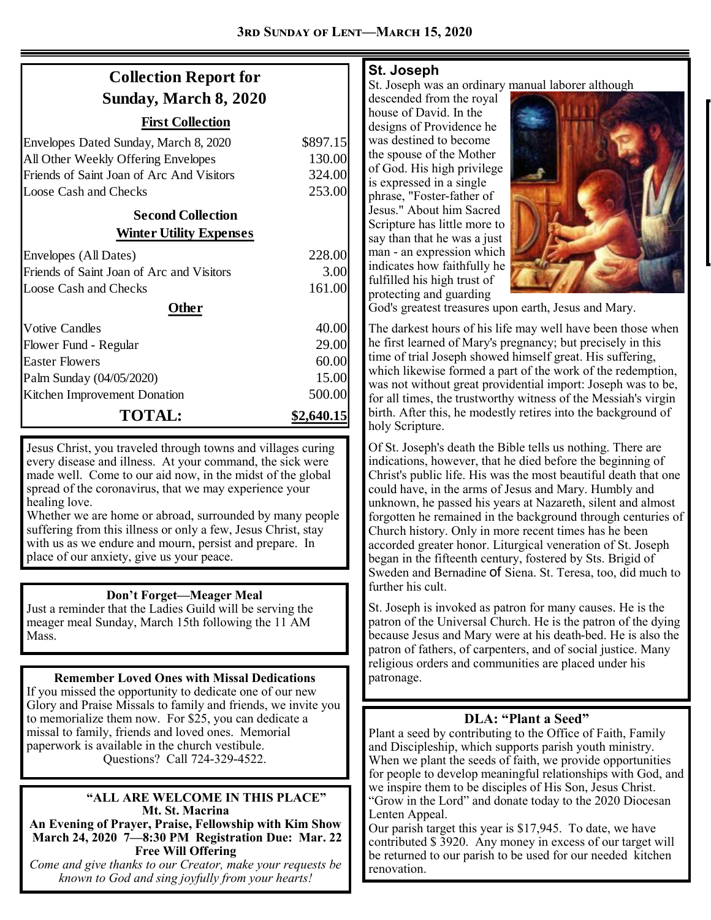# 3rd Sunday of Lent—March 15, 2020

## Collection Report for Sunday, March 8, 2020

**First Collection**

| | |
|---|---:|
| Envelopes Dated Sunday, March 8, 2020 | $897.15 |
| All Other Weekly Offering Envelopes | 130.00 |
| Friends of Saint Joan of Arc And Visitors | 324.00 |
| Loose Cash and Checks | 253.00 |
| **Second Collection** | |
| **Winter Utility Expenses** | |
| Envelopes (All Dates) | 228.00 |
| Friends of Saint Joan of Arc and Visitors | 3.00 |
| Loose Cash and Checks | 161.00 |
| **Other** | |
| Votive Candles | 40.00 |
| Flower Fund - Regular | 29.00 |
| Easter Flowers | 60.00 |
| Palm Sunday (04/05/2020) | 15.00 |
| Kitchen Improvement Donation | 500.00 |
| **TOTAL:** | **$2,640.15** |

Jesus Christ, you traveled through towns and villages curing every disease and illness. At your command, the sick were made well. Come to our aid now, in the midst of the global spread of the coronavirus, that we may experience your healing love.
Whether we are home or abroad, surrounded by many people suffering from this illness or only a few, Jesus Christ, stay with us as we endure and mourn, persist and prepare. In place of our anxiety, give us your peace.

**Don't Forget—Meager Meal**

Just a reminder that the Ladies Guild will be serving the meager meal Sunday, March 15th following the 11 AM Mass.

**Remember Loved Ones with Missal Dedications**

If you missed the opportunity to dedicate one of our new Glory and Praise Missals to family and friends, we invite you to memorialize them now. For $25, you can dedicate a missal to family, friends and loved ones. Memorial paperwork is available in the church vestibule.
Questions? Call 724-329-4522.

**"ALL ARE WELCOME IN THIS PLACE"**
**Mt. St. Macrina**
**An Evening of Prayer, Praise, Fellowship with Kim Show**
**March 24, 2020 7—8:30 PM Registration Due: Mar. 22**
**Free Will Offering**

*Come and give thanks to our Creator, make your requests be known to God and sing joyfully from your hearts!*

## St. Joseph

St. Joseph was an ordinary manual laborer although descended from the royal house of David. In the designs of Providence he was destined to become the spouse of the Mother of God. His high privilege is expressed in a single phrase, "Foster-father of Jesus." About him Sacred Scripture has little more to say than that he was a just man - an expression which indicates how faithfully he fulfilled his high trust of protecting and guarding God's greatest treasures upon earth, Jesus and Mary.

The darkest hours of his life may well have been those when he first learned of Mary's pregnancy; but precisely in this time of trial Joseph showed himself great. His suffering, which likewise formed a part of the work of the redemption, was not without great providential import: Joseph was to be, for all times, the trustworthy witness of the Messiah's virgin birth. After this, he modestly retires into the background of holy Scripture.

Of St. Joseph's death the Bible tells us nothing. There are indications, however, that he died before the beginning of Christ's public life. His was the most beautiful death that one could have, in the arms of Jesus and Mary. Humbly and unknown, he passed his years at Nazareth, silent and almost forgotten he remained in the background through centuries of Church history. Only in more recent times has he been accorded greater honor. Liturgical veneration of St. Joseph began in the fifteenth century, fostered by Sts. Brigid of Sweden and Bernadine of Siena. St. Teresa, too, did much to further his cult.

St. Joseph is invoked as patron for many causes. He is the patron of the Universal Church. He is the patron of the dying because Jesus and Mary were at his death-bed. He is also the patron of fathers, of carpenters, and of social justice. Many religious orders and communities are placed under his patronage.

**DLA: "Plant a Seed"**

Plant a seed by contributing to the Office of Faith, Family and Discipleship, which supports parish youth ministry. When we plant the seeds of faith, we provide opportunities for people to develop meaningful relationships with God, and we inspire them to be disciples of His Son, Jesus Christ. "Grow in the Lord" and donate today to the 2020 Diocesan Lenten Appeal.
Our parish target this year is $17,945. To date, we have contributed $ 3920. Any money in excess of our target will be returned to our parish to be used for our needed kitchen renovation.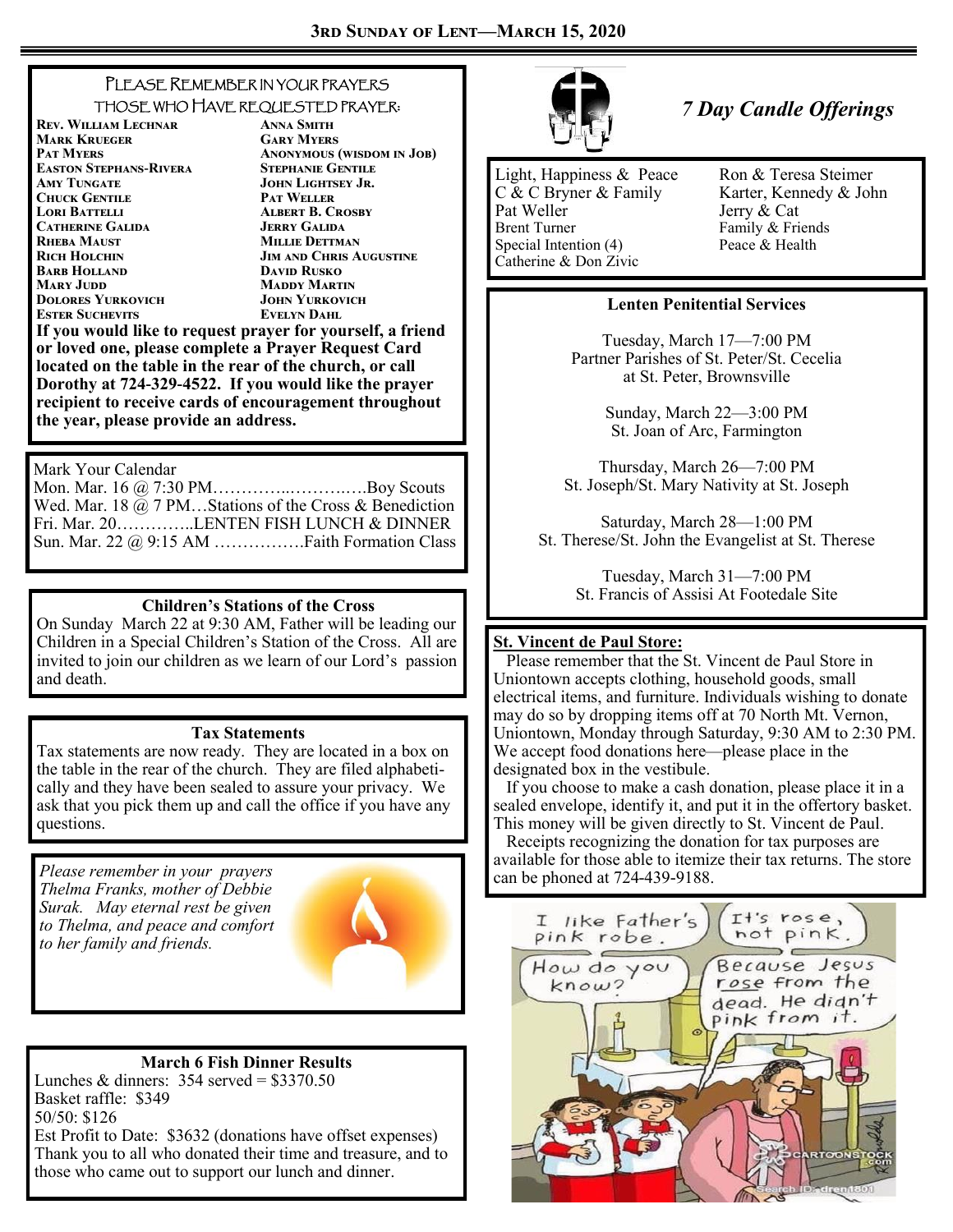## 3rd Sunday of Lent—March 15, 2020

### Please Remember in Your Prayers Those Who Have Requested Prayer:

| | |
|---|---|
| **Rev. William Lechnar** | **Anna Smith** |
| **Mark Krueger** | **Gary Myers** |
| **Pat Myers** | **Anonymous (wisdom in Job)** |
| **Easton Stephans-Rivera** | **Stephanie Gentile** |
| **Amy Tungate** | **John Lightsey Jr.** |
| **Chuck Gentile** | **Pat Weller** |
| **Lori Battelli** | **Albert B. Crosby** |
| **Catherine Galida** | **Jerry Galida** |
| **Rheba Maust** | **Millie Dettman** |
| **Rich Holchin** | **Jim and Chris Augustine** |
| **Barb Holland** | **David Rusko** |
| **Mary Judd** | **Maddy Martin** |
| **Dolores Yurkovich** | **John Yurkovich** |
| **Ester Suchevits** | **Evelyn Dahl** |

**If you would like to request prayer for yourself, a friend or loved one, please complete a Prayer Request Card located on the table in the rear of the church, or call Dorothy at 724-329-4522. If you would like the prayer recipient to receive cards of encouragement throughout the year, please provide an address.**

Mark Your Calendar

Mon. Mar. 16 @ 7:30 PM…………..………..….Boy Scouts
Wed. Mar. 18 @ 7 PM…Stations of the Cross & Benediction
Fri. Mar. 20…………..LENTEN FISH LUNCH & DINNER
Sun. Mar. 22 @ 9:15 AM …………….Faith Formation Class

### Children's Stations of the Cross

On Sunday March 22 at 9:30 AM, Father will be leading our Children in a Special Children's Station of the Cross. All are invited to join our children as we learn of our Lord's passion and death.

### Tax Statements

Tax statements are now ready. They are located in a box on the table in the rear of the church. They are filed alphabetically and they have been sealed to assure your privacy. We ask that you pick them up and call the office if you have any questions.

*Please remember in your prayers Thelma Franks, mother of Debbie Surak. May eternal rest be given to Thelma, and peace and comfort to her family and friends.*

### March 6 Fish Dinner Results

Lunches & dinners: 354 served = $3370.50
Basket raffle: $349
50/50: $126
Est Profit to Date: $3632 (donations have offset expenses)
Thank you to all who donated their time and treasure, and to those who came out to support our lunch and dinner.

## *7 Day Candle Offerings*

| | |
|---|---|
| Light, Happiness & Peace | Ron & Teresa Steimer |
| C & C Bryner & Family | Karter, Kennedy & John |
| Pat Weller | Jerry & Cat |
| Brent Turner | Family & Friends |
| Special Intention (4) | Peace & Health |
| Catherine & Don Zivic | |

### Lenten Penitential Services

Tuesday, March 17—7:00 PM
Partner Parishes of St. Peter/St. Cecelia at St. Peter, Brownsville

Sunday, March 22—3:00 PM
St. Joan of Arc, Farmington

Thursday, March 26—7:00 PM
St. Joseph/St. Mary Nativity at St. Joseph

Saturday, March 28—1:00 PM
St. Therese/St. John the Evangelist at St. Therese

Tuesday, March 31—7:00 PM
St. Francis of Assisi At Footedale Site

### St. Vincent de Paul Store:

Please remember that the St. Vincent de Paul Store in Uniontown accepts clothing, household goods, small electrical items, and furniture. Individuals wishing to donate may do so by dropping items off at 70 North Mt. Vernon, Uniontown, Monday through Saturday, 9:30 AM to 2:30 PM. We accept food donations here—please place in the designated box in the vestibule.

If you choose to make a cash donation, please place it in a sealed envelope, identify it, and put it in the offertory basket. This money will be given directly to St. Vincent de Paul.

Receipts recognizing the donation for tax purposes are available for those able to itemize their tax returns. The store can be phoned at 724-439-9188.